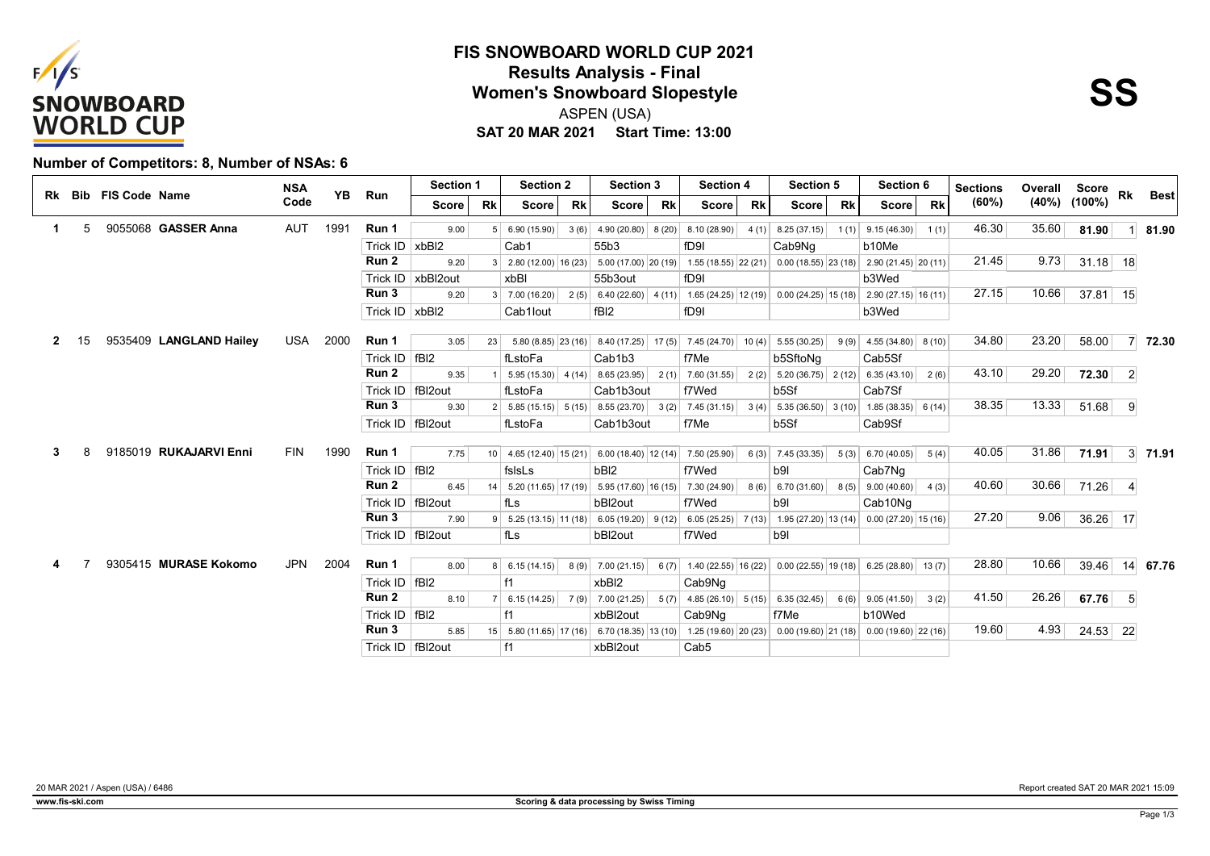# FIS SNOWBOARD WORLD CUP 2021

## Results Analysis - Final

## Women's Snowboard Slopestyle

ASPEN (USA)

**SAT 20 MAR 2021 Start Time: 13:00**

**SS**

### Number of Competitors: 8, Number of NSAs: 6

| Rk | Bib | FIS Code | Name | NSA Code | YB | Run | Section 1 Score | Rk | Section 2 Score | Rk | Section 3 Score | Rk | Section 4 Score | Rk | Section 5 Score | Rk | Section 6 Score | Rk | Sections (60%) | Overall (40%) | Score (100%) | Rk | Best |
|---|---|---|---|---|---|---|---|---|---|---|---|---|---|---|---|---|---|---|---|---|---|---|---|
| 1 | 5 | 9055068 | **GASSER Anna** | AUT | 1991 | Run 1 | 9.00 | 5 | 6.90 (15.90) | 3 (6) | 4.90 (20.80) | 8 (20) | 8.10 (28.90) | 4 (1) | 8.25 (37.15) | 1 (1) | 9.15 (46.30) | 1 (1) | 46.30 | 35.60 | **81.90** | 1 | **81.90** |
| | | | | | | Trick ID | xbBl2 | | Cab1 | | 55b3 | | fD9l | | Cab9Ng | | b10Me | | | | | | |
| | | | | | | Run 2 | 9.20 | 3 | 2.80 (12.00) | 16 (23) | 5.00 (17.00) | 20 (19) | 1.55 (18.55) | 22 (21) | 0.00 (18.55) | 23 (18) | 2.90 (21.45) | 20 (11) | 21.45 | 9.73 | 31.18 | 18 | |
| | | | | | | Trick ID | xbBl2out | | xbBl | | 55b3out | | fD9l | | | | b3Wed | | | | | | |
| | | | | | | Run 3 | 9.20 | 3 | 7.00 (16.20) | 2 (5) | 6.40 (22.60) | 4 (11) | 1.65 (24.25) | 12 (19) | 0.00 (24.25) | 15 (18) | 2.90 (27.15) | 16 (11) | 27.15 | 10.66 | 37.81 | 15 | |
| | | | | | | Trick ID | xbBl2 | | Cab1lout | | fBl2 | | fD9l | | | | b3Wed | | | | | | |
| 2 | 15 | 9535409 | **LANGLAND Hailey** | USA | 2000 | Run 1 | 3.05 | 23 | 5.80 (8.85) | 23 (16) | 8.40 (17.25) | 17 (5) | 7.45 (24.70) | 10 (4) | 5.55 (30.25) | 9 (9) | 4.55 (34.80) | 8 (10) | 34.80 | 23.20 | 58.00 | 7 | **72.30** |
| | | | | | | Trick ID | fBl2 | | fLstoFa | | Cab1b3 | | f7Me | | b5SftoNg | | Cab5Sf | | | | | | |
| | | | | | | Run 2 | 9.35 | 1 | 5.95 (15.30) | 4 (14) | 8.65 (23.95) | 2 (1) | 7.60 (31.55) | 2 (2) | 5.20 (36.75) | 2 (12) | 6.35 (43.10) | 2 (6) | 43.10 | 29.20 | **72.30** | 2 | |
| | | | | | | Trick ID | fBl2out | | fLstoFa | | Cab1b3out | | f7Wed | | b5Sf | | Cab7Sf | | | | | | |
| | | | | | | Run 3 | 9.30 | 2 | 5.85 (15.15) | 5 (15) | 8.55 (23.70) | 3 (2) | 7.45 (31.15) | 3 (4) | 5.35 (36.50) | 3 (10) | 1.85 (38.35) | 6 (14) | 38.35 | 13.33 | 51.68 | 9 | |
| | | | | | | Trick ID | fBl2out | | fLstoFa | | Cab1b3out | | f7Me | | b5Sf | | Cab9Sf | | | | | | |
| 3 | 8 | 9185019 | **RUKAJARVI Enni** | FIN | 1990 | Run 1 | 7.75 | 10 | 4.65 (12.40) | 15 (21) | 6.00 (18.40) | 12 (14) | 7.50 (25.90) | 6 (3) | 7.45 (33.35) | 5 (3) | 6.70 (40.05) | 5 (4) | 40.05 | 31.86 | **71.91** | 3 | **71.91** |
| | | | | | | Trick ID | fBl2 | | fslsLs | | bBl2 | | f7Wed | | b9l | | Cab7Ng | | | | | | |
| | | | | | | Run 2 | 6.45 | 14 | 5.20 (11.65) | 17 (19) | 5.95 (17.60) | 16 (15) | 7.30 (24.90) | 8 (6) | 6.70 (31.60) | 8 (5) | 9.00 (40.60) | 4 (3) | 40.60 | 30.66 | 71.26 | 4 | |
| | | | | | | Trick ID | fBl2out | | fLs | | bBl2out | | f7Wed | | b9l | | Cab10Ng | | | | | | |
| | | | | | | Run 3 | 7.90 | 9 | 5.25 (13.15) | 11 (18) | 6.05 (19.20) | 9 (12) | 6.05 (25.25) | 7 (13) | 1.95 (27.20) | 13 (14) | 0.00 (27.20) | 15 (16) | 27.20 | 9.06 | 36.26 | 17 | |
| | | | | | | Trick ID | fBl2out | | fLs | | bBl2out | | f7Wed | | b9l | | | | | | | | |
| 4 | 7 | 9305415 | **MURASE Kokomo** | JPN | 2004 | Run 1 | 8.00 | 8 | 6.15 (14.15) | 8 (9) | 7.00 (21.15) | 6 (7) | 1.40 (22.55) | 16 (22) | 0.00 (22.55) | 19 (18) | 6.25 (28.80) | 13 (7) | 28.80 | 10.66 | 39.46 | 14 | **67.76** |
| | | | | | | Trick ID | fBl2 | | f1 | | xbBl2 | | Cab9Ng | | | | | | | | | | |
| | | | | | | Run 2 | 8.10 | 7 | 6.15 (14.25) | 7 (9) | 7.00 (21.25) | 5 (7) | 4.85 (26.10) | 5 (15) | 6.35 (32.45) | 6 (6) | 9.05 (41.50) | 3 (2) | 41.50 | 26.26 | **67.76** | 5 | |
| | | | | | | Trick ID | fBl2 | | f1 | | xbBl2out | | Cab9Ng | | f7Me | | b10Wed | | | | | | |
| | | | | | | Run 3 | 5.85 | 15 | 5.80 (11.65) | 17 (16) | 6.70 (18.35) | 13 (10) | 1.25 (19.60) | 20 (23) | 0.00 (19.60) | 21 (18) | 0.00 (19.60) | 22 (16) | 19.60 | 4.93 | 24.53 | 22 | |
| | | | | | | Trick ID | fBl2out | | f1 | | xbBl2out | | Cab5 | | | | | | | | | | |

20 MAR 2021 / Aspen (USA) / 6486

Report created SAT 20 MAR 2021 15:09

www.fis-ski.com

Scoring & data processing by Swiss Timing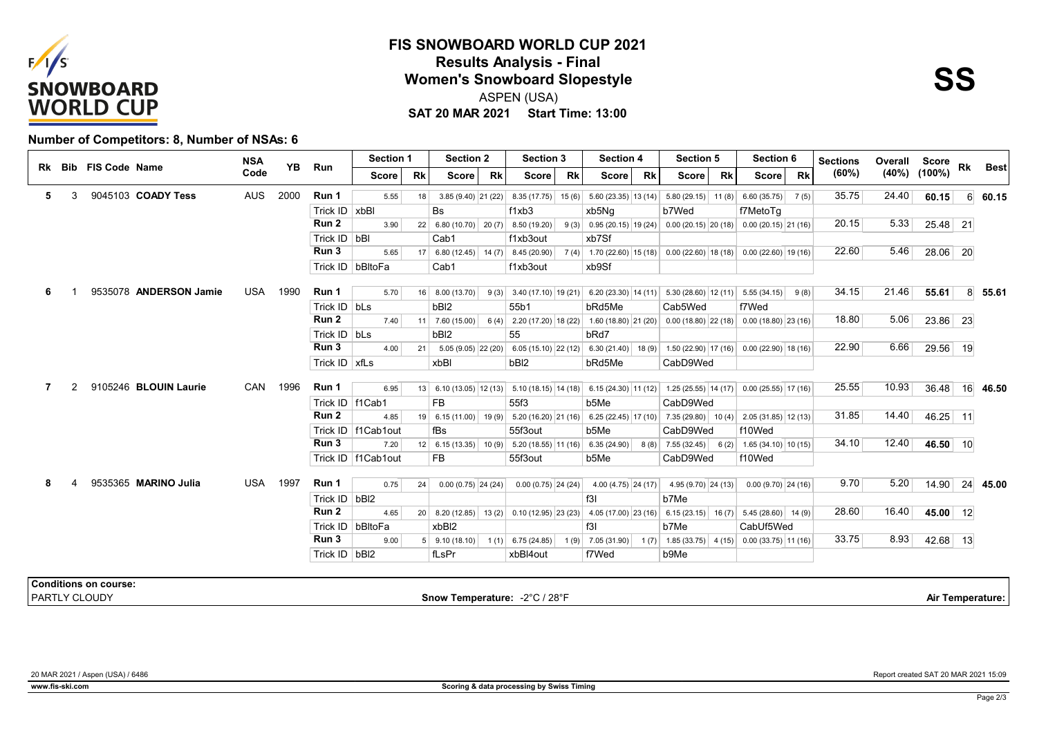# FIS SNOWBOARD WORLD CUP 2021

## Results Analysis - Final

## Women's Snowboard Slopestyle

ASPEN (USA)

**SAT 20 MAR 2021 Start Time: 13:00**

**SS**

**Number of Competitors: 8, Number of NSAs: 6**

| Rk | Bib | FIS Code | Name | NSA Code | YB | Run | Section 1 Score | Section 1 Rk | Section 2 Score | Section 2 Rk | Section 3 Score | Section 3 Rk | Section 4 Score | Section 4 Rk | Section 5 Score | Section 5 Rk | Section 6 Score | Section 6 Rk | Sections (60%) | Overall (40%) | Score (100%) | Rk | Best |
|---|---|---|---|---|---|---|---|---|---|---|---|---|---|---|---|---|---|---|---|---|---|---|---|
| 5 | 3 | 9045103 | **COADY Tess** | AUS | 2000 | Run 1 | 5.55 | 18 | 3.85 (9.40) | 21 (22) | 8.35 (17.75) | 15 (6) | 5.60 (23.35) | 13 (14) | 5.80 (29.15) | 11 (8) | 6.60 (35.75) | 7 (5) | 35.75 | 24.40 | **60.15** | 6 | **60.15** |
| | | | | | | Trick ID | xbBl | | Bs | | f1xb3 | | xb5Ng | | b7Wed | | f7MetoTg | | | | | | |
| | | | | | | Run 2 | 3.90 | 22 | 6.80 (10.70) | 20 (7) | 8.50 (19.20) | 9 (3) | 0.95 (20.15) | 19 (24) | 0.00 (20.15) | 20 (18) | 0.00 (20.15) | 21 (16) | 20.15 | 5.33 | 25.48 | 21 | |
| | | | | | | Trick ID | bBl | | Cab1 | | f1xb3out | | xb7Sf | | | | | | | | | | |
| | | | | | | Run 3 | 5.65 | 17 | 6.80 (12.45) | 14 (7) | 8.45 (20.90) | 7 (4) | 1.70 (22.60) | 15 (18) | 0.00 (22.60) | 18 (18) | 0.00 (22.60) | 19 (16) | 22.60 | 5.46 | 28.06 | 20 | |
| | | | | | | Trick ID | bBltoFa | | Cab1 | | f1xb3out | | xb9Sf | | | | | | | | | | |
| 6 | 1 | 9535078 | **ANDERSON Jamie** | USA | 1990 | Run 1 | 5.70 | 16 | 8.00 (13.70) | 9 (3) | 3.40 (17.10) | 19 (21) | 6.20 (23.30) | 14 (11) | 5.30 (28.60) | 12 (11) | 5.55 (34.15) | 9 (8) | 34.15 | 21.46 | **55.61** | 8 | **55.61** |
| | | | | | | Trick ID | bLs | | bBl2 | | 55b1 | | bRd5Me | | Cab5Wed | | f7Wed | | | | | | |
| | | | | | | Run 2 | 7.40 | 11 | 7.60 (15.00) | 6 (4) | 2.20 (17.20) | 18 (22) | 1.60 (18.80) | 21 (20) | 0.00 (18.80) | 22 (18) | 0.00 (18.80) | 23 (16) | 18.80 | 5.06 | 23.86 | 23 | |
| | | | | | | Trick ID | bLs | | bBl2 | | 55 | | bRd7 | | | | | | | | | | |
| | | | | | | Run 3 | 4.00 | 21 | 5.05 (9.05) | 22 (20) | 6.05 (15.10) | 22 (12) | 6.30 (21.40) | 18 (9) | 1.50 (22.90) | 17 (16) | 0.00 (22.90) | 18 (16) | 22.90 | 6.66 | 29.56 | 19 | |
| | | | | | | Trick ID | xfLs | | xbBl | | bBl2 | | bRd5Me | | CabD9Wed | | | | | | | | |
| 7 | 2 | 9105246 | **BLOUIN Laurie** | CAN | 1996 | Run 1 | 6.95 | 13 | 6.10 (13.05) | 12 (13) | 5.10 (18.15) | 14 (18) | 6.15 (24.30) | 11 (12) | 1.25 (25.55) | 14 (17) | 0.00 (25.55) | 17 (16) | 25.55 | 10.93 | 36.48 | 16 | **46.50** |
| | | | | | | Trick ID | f1Cab1 | | FB | | 55f3 | | b5Me | | CabD9Wed | | | | | | | | |
| | | | | | | Run 2 | 4.85 | 19 | 6.15 (11.00) | 19 (9) | 5.20 (16.20) | 21 (16) | 6.25 (22.45) | 17 (10) | 7.35 (29.80) | 10 (4) | 2.05 (31.85) | 12 (13) | 31.85 | 14.40 | 46.25 | 11 | |
| | | | | | | Trick ID | f1Cab1out | | fBs | | 55f3out | | b5Me | | CabD9Wed | | f10Wed | | | | | | |
| | | | | | | Run 3 | 7.20 | 12 | 6.15 (13.35) | 10 (9) | 5.20 (18.55) | 11 (16) | 6.35 (24.90) | 8 (8) | 7.55 (32.45) | 6 (2) | 1.65 (34.10) | 10 (15) | 34.10 | 12.40 | **46.50** | 10 | |
| | | | | | | Trick ID | f1Cab1out | | FB | | 55f3out | | b5Me | | CabD9Wed | | f10Wed | | | | | | |
| 8 | 4 | 9535365 | **MARINO Julia** | USA | 1997 | Run 1 | 0.75 | 24 | 0.00 (0.75) | 24 (24) | 0.00 (0.75) | 24 (24) | 4.00 (4.75) | 24 (17) | 4.95 (9.70) | 24 (13) | 0.00 (9.70) | 24 (16) | 9.70 | 5.20 | 14.90 | 24 | **45.00** |
| | | | | | | Trick ID | bBl2 | | | | | | f3l | | b7Me | | | | | | | | |
| | | | | | | Run 2 | 4.65 | 20 | 8.20 (12.85) | 13 (2) | 0.10 (12.95) | 23 (23) | 4.05 (17.00) | 23 (16) | 6.15 (23.15) | 16 (7) | 5.45 (28.60) | 14 (9) | 28.60 | 16.40 | **45.00** | 12 | |
| | | | | | | Trick ID | bBltoFa | | xbBl2 | | | | f3l | | b7Me | | CabUf5Wed | | | | | | |
| | | | | | | Run 3 | 9.00 | 5 | 9.10 (18.10) | 1 (1) | 6.75 (24.85) | 1 (9) | 7.05 (31.90) | 1 (7) | 1.85 (33.75) | 4 (15) | 0.00 (33.75) | 11 (16) | 33.75 | 8.93 | 42.68 | 13 | |
| | | | | | | Trick ID | bBl2 | | fLsPr | | xbBl4out | | f7Wed | | b9Me | | | | | | | | |

**Conditions on course:**

PARTLY CLOUDY

**Snow Temperature:** -2°C / 28°F

**Air Temperature:**

20 MAR 2021 / Aspen (USA) / 6486

Report created SAT 20 MAR 2021 15:09

www.fis-ski.com

Scoring & data processing by Swiss Timing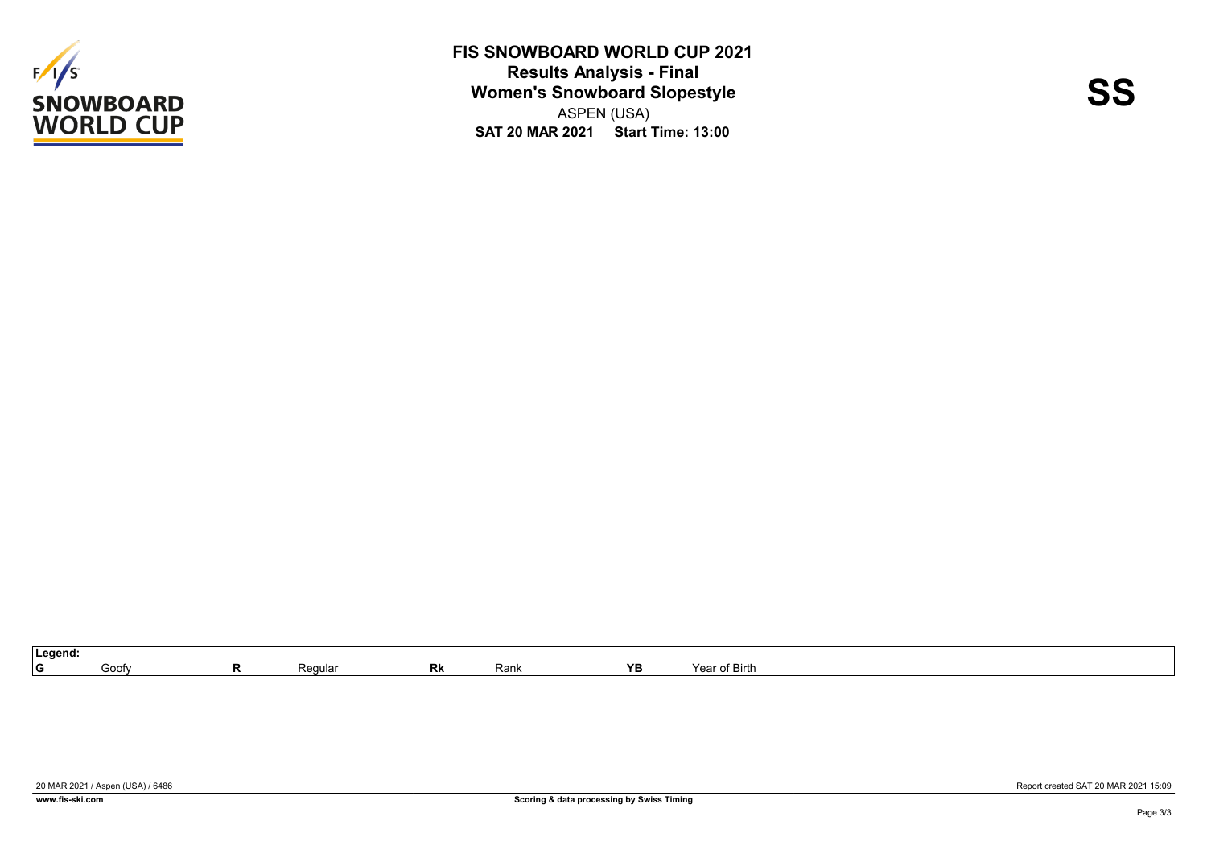# FIS SNOWBOARD WORLD CUP 2021

## Results Analysis - Final

## Women's Snowboard Slopestyle

ASPEN (USA)

**SAT 20 MAR 2021 Start Time: 13:00**

**SS**

| Legend: | | | | | | | |
|---|---|---|---|---|---|---|---|
| **G** | Goofy | **R** | Regular | **Rk** | Rank | **YB** | Year of Birth |

20 MAR 2021 / Aspen (USA) / 6486

Report created SAT 20 MAR 2021 15:09

www.fis-ski.com

Scoring & data processing by Swiss Timing